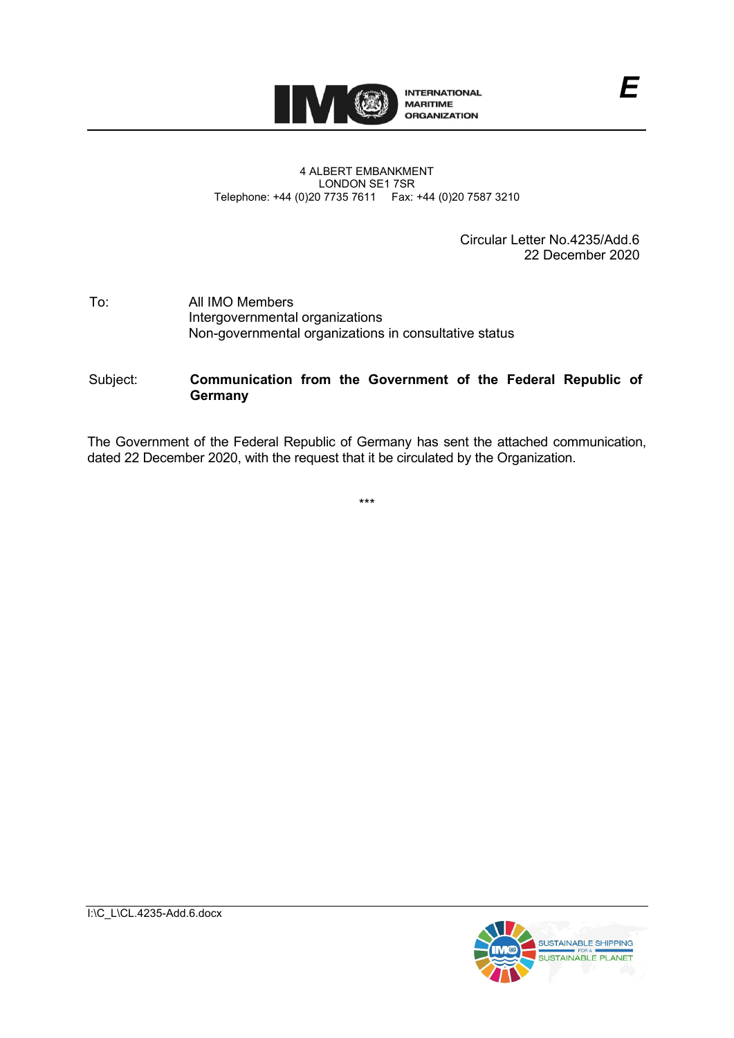INTERNATIONAL MARITIME ORGANIZATION

*E*

4 ALBERT EMBANKMENT
LONDON SE1 7SR
Telephone: +44 (0)20 7735 7611 Fax: +44 (0)20 7587 3210

Circular Letter No.4235/Add.6
22 December 2020

To: All IMO Members
Intergovernmental organizations
Non-governmental organizations in consultative status

Subject: **Communication from the Government of the Federal Republic of Germany**

The Government of the Federal Republic of Germany has sent the attached communication, dated 22 December 2020, with the request that it be circulated by the Organization.

\*\*\*

I:\C_L\CL.4235-Add.6.docx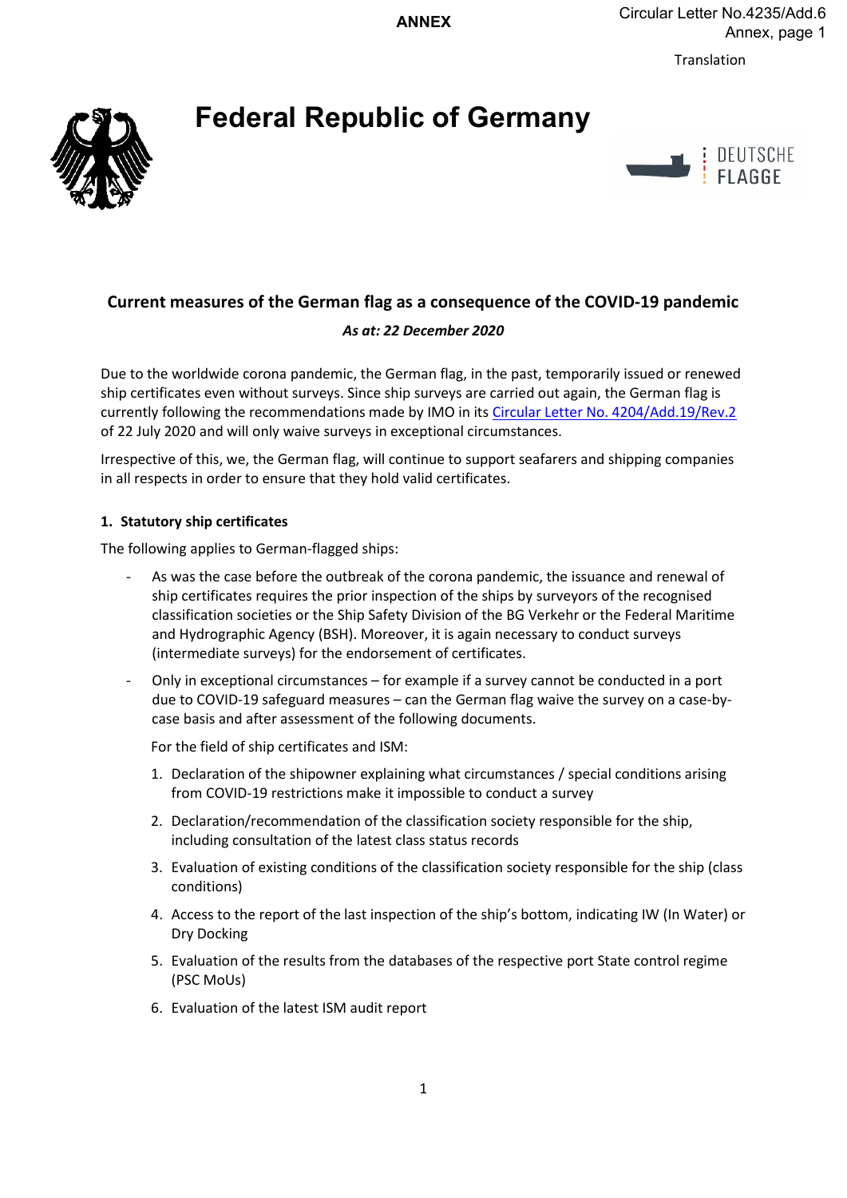**ANNEX**

Translation

# Federal Republic of Germany

## Current measures of the German flag as a consequence of the COVID-19 pandemic

***As at: 22 December 2020***

Due to the worldwide corona pandemic, the German flag, in the past, temporarily issued or renewed ship certificates even without surveys. Since ship surveys are carried out again, the German flag is currently following the recommendations made by IMO in its Circular Letter No. 4204/Add.19/Rev.2 of 22 July 2020 and will only waive surveys in exceptional circumstances.

Irrespective of this, we, the German flag, will continue to support seafarers and shipping companies in all respects in order to ensure that they hold valid certificates.

### 1. Statutory ship certificates

The following applies to German-flagged ships:

- As was the case before the outbreak of the corona pandemic, the issuance and renewal of ship certificates requires the prior inspection of the ships by surveyors of the recognised classification societies or the Ship Safety Division of the BG Verkehr or the Federal Maritime and Hydrographic Agency (BSH). Moreover, it is again necessary to conduct surveys (intermediate surveys) for the endorsement of certificates.
- Only in exceptional circumstances – for example if a survey cannot be conducted in a port due to COVID-19 safeguard measures – can the German flag waive the survey on a case-by-case basis and after assessment of the following documents.

  For the field of ship certificates and ISM:

  1. Declaration of the shipowner explaining what circumstances / special conditions arising from COVID-19 restrictions make it impossible to conduct a survey
  2. Declaration/recommendation of the classification society responsible for the ship, including consultation of the latest class status records
  3. Evaluation of existing conditions of the classification society responsible for the ship (class conditions)
  4. Access to the report of the last inspection of the ship's bottom, indicating IW (In Water) or Dry Docking
  5. Evaluation of the results from the databases of the respective port State control regime (PSC MoUs)
  6. Evaluation of the latest ISM audit report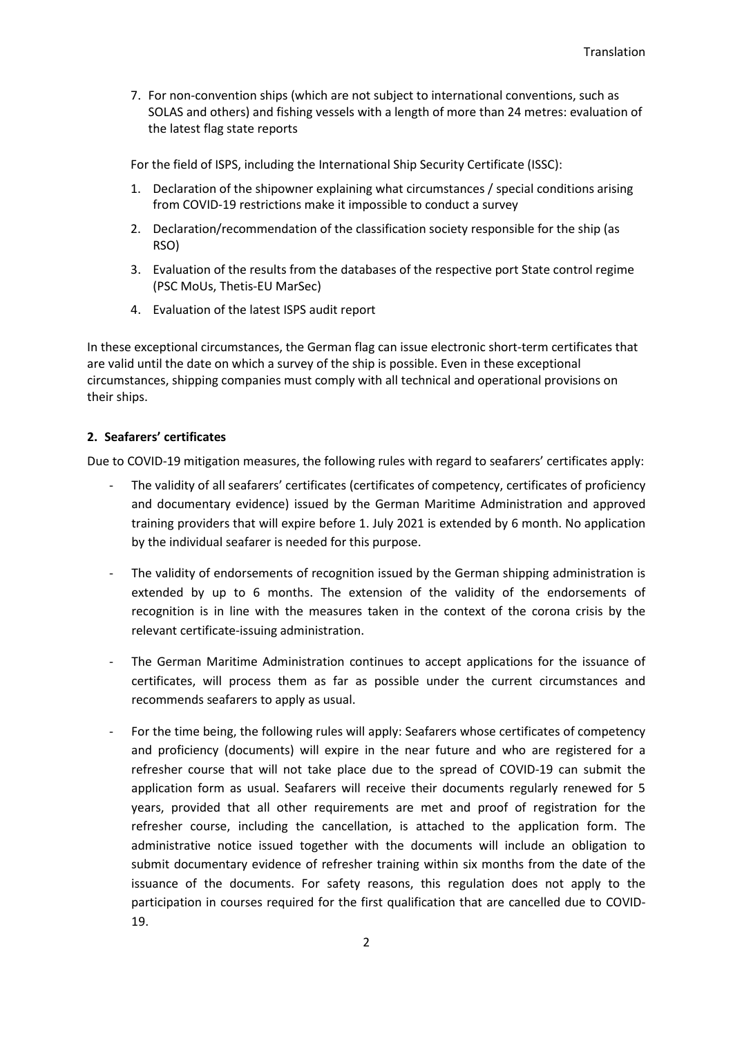7. For non-convention ships (which are not subject to international conventions, such as SOLAS and others) and fishing vessels with a length of more than 24 metres: evaluation of the latest flag state reports

For the field of ISPS, including the International Ship Security Certificate (ISSC):

1. Declaration of the shipowner explaining what circumstances / special conditions arising from COVID-19 restrictions make it impossible to conduct a survey
2. Declaration/recommendation of the classification society responsible for the ship (as RSO)
3. Evaluation of the results from the databases of the respective port State control regime (PSC MoUs, Thetis-EU MarSec)
4. Evaluation of the latest ISPS audit report

In these exceptional circumstances, the German flag can issue electronic short-term certificates that are valid until the date on which a survey of the ship is possible. Even in these exceptional circumstances, shipping companies must comply with all technical and operational provisions on their ships.

## 2. Seafarers' certificates

Due to COVID-19 mitigation measures, the following rules with regard to seafarers' certificates apply:

- The validity of all seafarers' certificates (certificates of competency, certificates of proficiency and documentary evidence) issued by the German Maritime Administration and approved training providers that will expire before 1. July 2021 is extended by 6 month. No application by the individual seafarer is needed for this purpose.

- The validity of endorsements of recognition issued by the German shipping administration is extended by up to 6 months. The extension of the validity of the endorsements of recognition is in line with the measures taken in the context of the corona crisis by the relevant certificate-issuing administration.

- The German Maritime Administration continues to accept applications for the issuance of certificates, will process them as far as possible under the current circumstances and recommends seafarers to apply as usual.

- For the time being, the following rules will apply: Seafarers whose certificates of competency and proficiency (documents) will expire in the near future and who are registered for a refresher course that will not take place due to the spread of COVID-19 can submit the application form as usual. Seafarers will receive their documents regularly renewed for 5 years, provided that all other requirements are met and proof of registration for the refresher course, including the cancellation, is attached to the application form. The administrative notice issued together with the documents will include an obligation to submit documentary evidence of refresher training within six months from the date of the issuance of the documents. For safety reasons, this regulation does not apply to the participation in courses required for the first qualification that are cancelled due to COVID-19.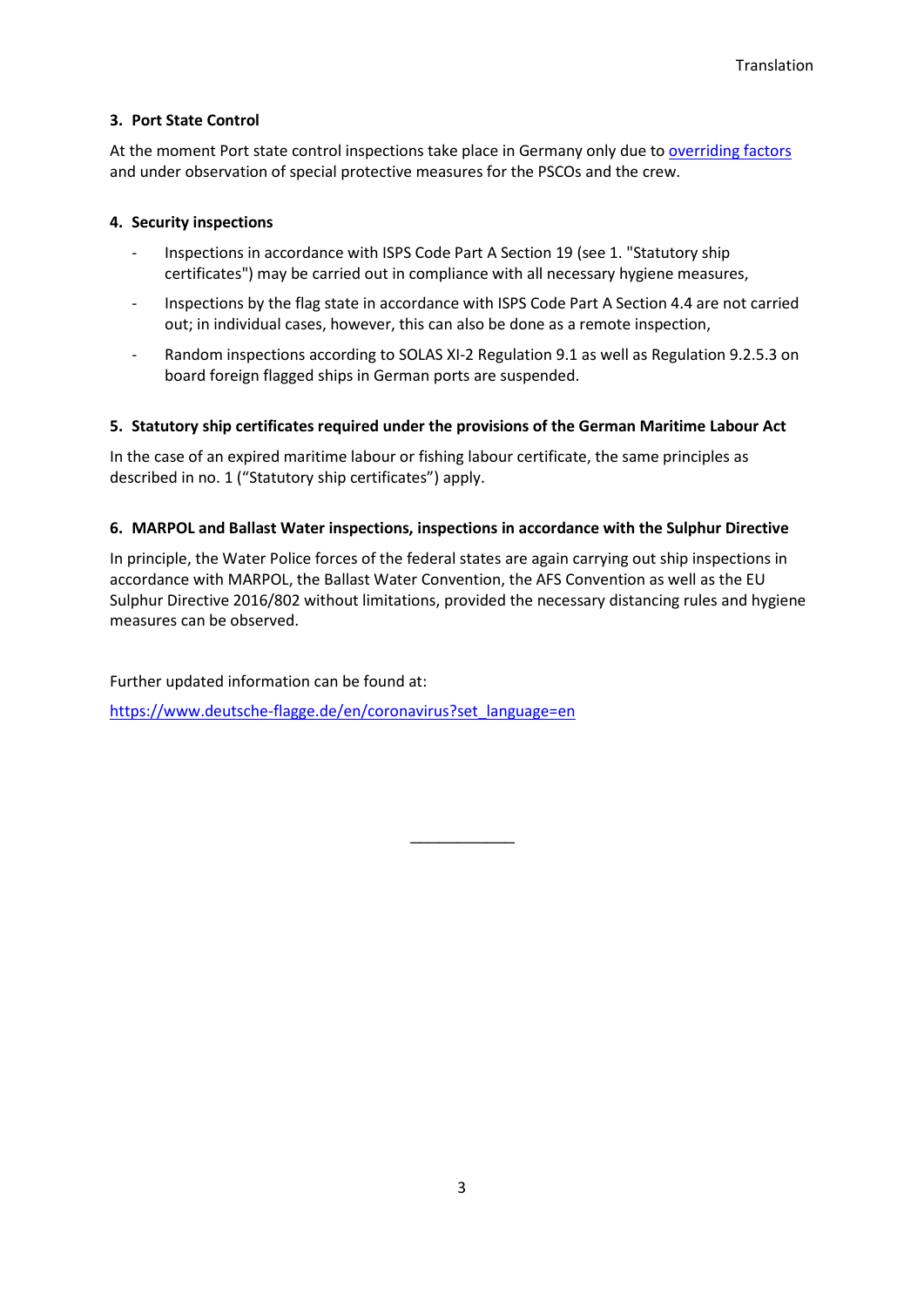### 3. Port State Control

At the moment Port state control inspections take place in Germany only due to [overriding factors] and under observation of special protective measures for the PSCOs and the crew.

### 4. Security inspections

- Inspections in accordance with ISPS Code Part A Section 19 (see 1. "Statutory ship certificates") may be carried out in compliance with all necessary hygiene measures,
- Inspections by the flag state in accordance with ISPS Code Part A Section 4.4 are not carried out; in individual cases, however, this can also be done as a remote inspection,
- Random inspections according to SOLAS XI-2 Regulation 9.1 as well as Regulation 9.2.5.3 on board foreign flagged ships in German ports are suspended.

### 5. Statutory ship certificates required under the provisions of the German Maritime Labour Act

In the case of an expired maritime labour or fishing labour certificate, the same principles as described in no. 1 ("Statutory ship certificates") apply.

### 6. MARPOL and Ballast Water inspections, inspections in accordance with the Sulphur Directive

In principle, the Water Police forces of the federal states are again carrying out ship inspections in accordance with MARPOL, the Ballast Water Convention, the AFS Convention as well as the EU Sulphur Directive 2016/802 without limitations, provided the necessary distancing rules and hygiene measures can be observed.

Further updated information can be found at:

https://www.deutsche-flagge.de/en/coronavirus?set_language=en

___________